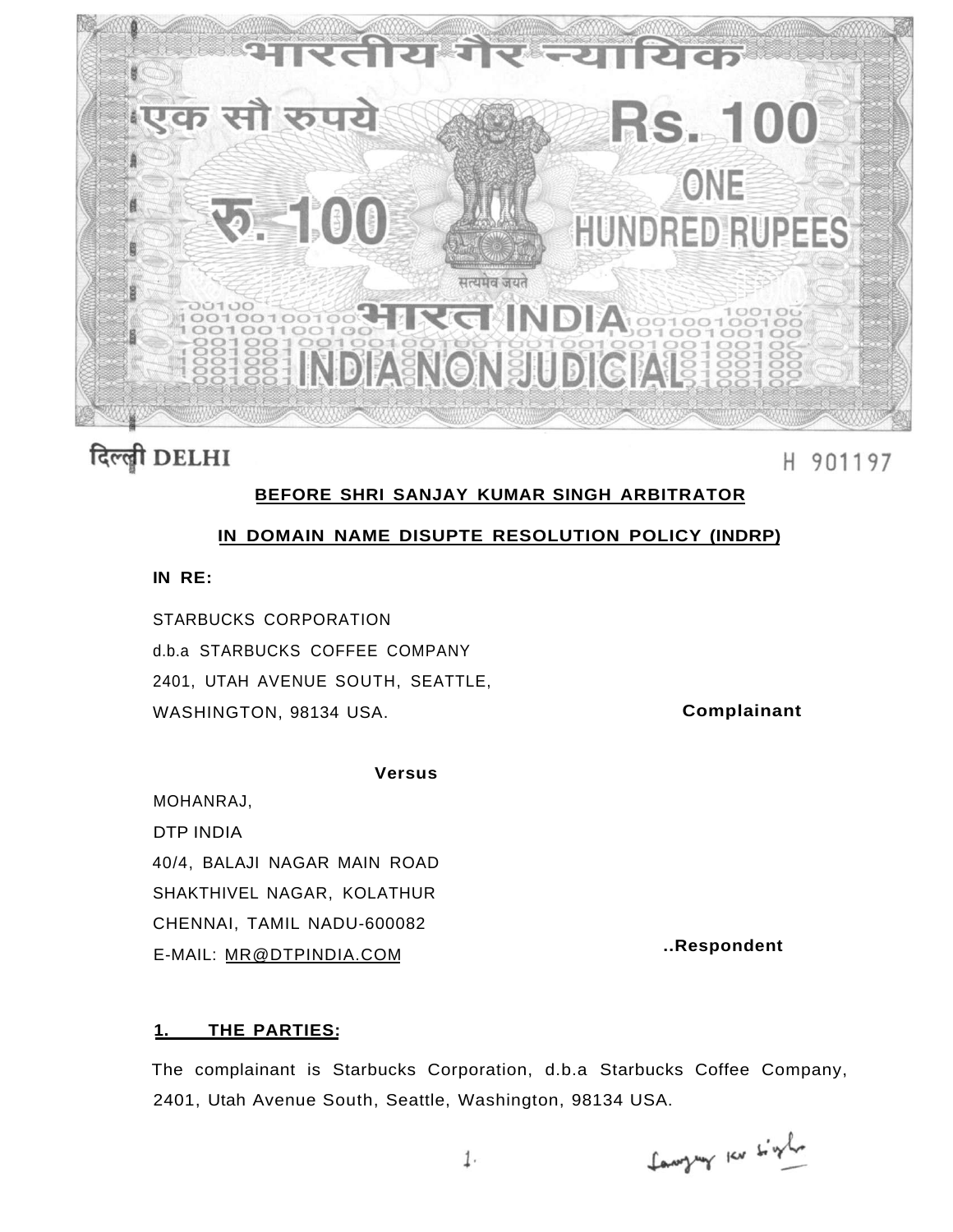भारतीय गैर न्यायिक

एक सौ रुपये — Rs. 100

रु. 100 — ONE HUNDRED RUPEES

सत्यमेव जयते

भारत INDIA

INDIA NON JUDICIAL

दिल्ली DELHI — H 901197

**BEFORE SHRI SANJAY KUMAR SINGH ARBITRATOR**

**IN DOMAIN NAME DISUPTE RESOLUTION POLICY (INDRP)**

**IN RE:**

STARBUCKS CORPORATION
d.b.a STARBUCKS COFFEE COMPANY
2401, UTAH AVENUE SOUTH, SEATTLE,
WASHINGTON, 98134 USA. **Complainant**

**Versus**

MOHANRAJ,
DTP INDIA
40/4, BALAJI NAGAR MAIN ROAD
SHAKTHIVEL NAGAR, KOLATHUR
CHENNAI, TAMIL NADU-600082
E-MAIL: MR@DTPINDIA.COM **..Respondent**

## 1. THE PARTIES:

The complainant is Starbucks Corporation, d.b.a Starbucks Coffee Company, 2401, Utah Avenue South, Seattle, Washington, 98134 USA.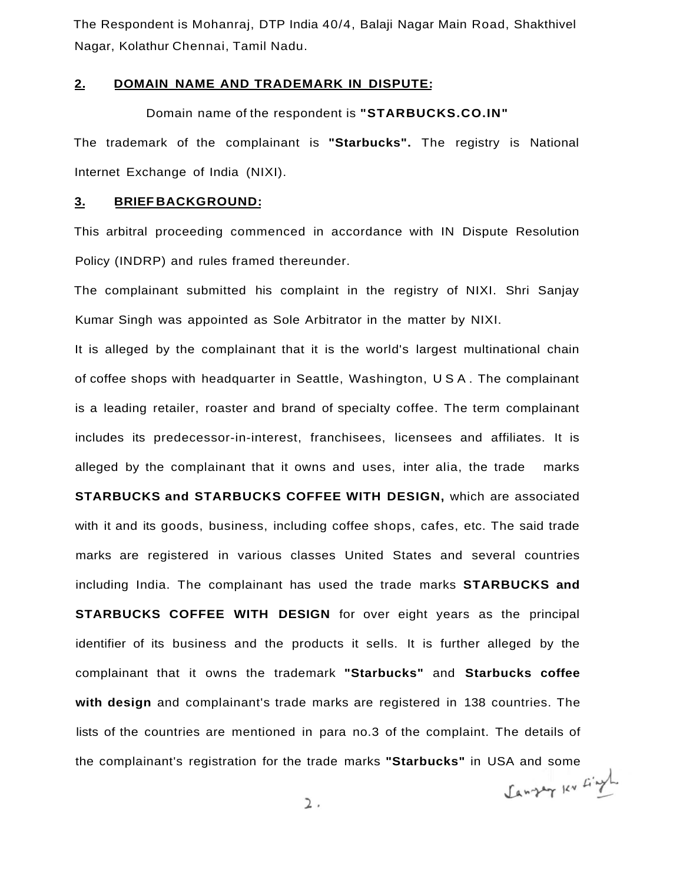The Respondent is Mohanraj, DTP India 40/4, Balaji Nagar Main Road, Shakthivel Nagar, Kolathur Chennai, Tamil Nadu.

## 2. DOMAIN NAME AND TRADEMARK IN DISPUTE:

Domain name of the respondent is **"STARBUCKS.CO.IN"**

The trademark of the complainant is **"Starbucks".** The registry is National Internet Exchange of India (NIXI).

## 3. BRIEF BACKGROUND:

This arbitral proceeding commenced in accordance with IN Dispute Resolution Policy (INDRP) and rules framed thereunder.

The complainant submitted his complaint in the registry of NIXI. Shri Sanjay Kumar Singh was appointed as Sole Arbitrator in the matter by NIXI.

It is alleged by the complainant that it is the world's largest multinational chain of coffee shops with headquarter in Seattle, Washington, U S A . The complainant is a leading retailer, roaster and brand of specialty coffee. The term complainant includes its predecessor-in-interest, franchisees, licensees and affiliates. It is alleged by the complainant that it owns and uses, inter alia, the trade marks **STARBUCKS and STARBUCKS COFFEE WITH DESIGN,** which are associated with it and its goods, business, including coffee shops, cafes, etc. The said trade marks are registered in various classes United States and several countries including India. The complainant has used the trade marks **STARBUCKS and STARBUCKS COFFEE WITH DESIGN** for over eight years as the principal identifier of its business and the products it sells. It is further alleged by the complainant that it owns the trademark **"Starbucks"** and **Starbucks coffee with design** and complainant's trade marks are registered in 138 countries. The lists of the countries are mentioned in para no.3 of the complaint. The details of the complainant's registration for the trade marks **"Starbucks"** in USA and some

Sanjay Kr Singh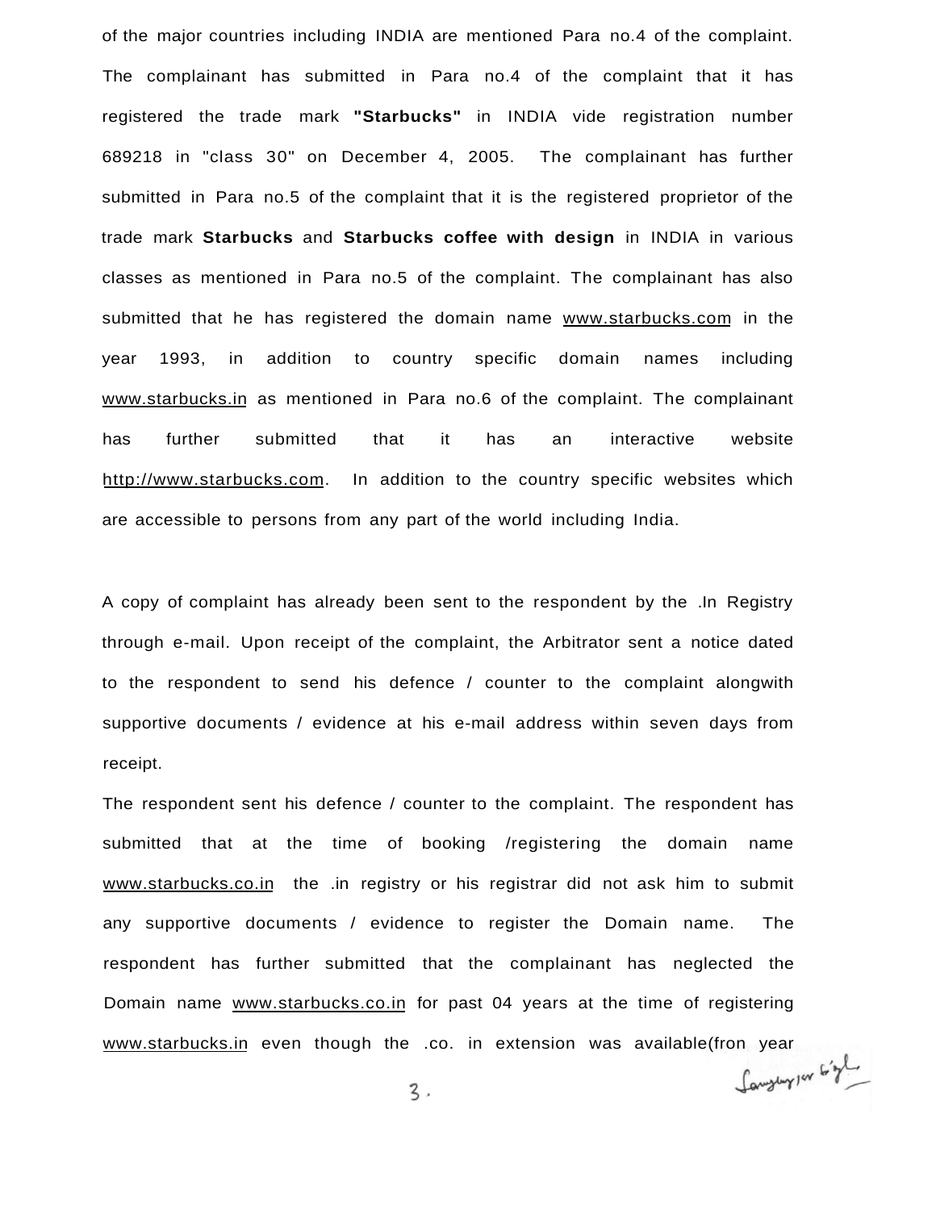of the major countries including INDIA are mentioned Para no.4 of the complaint. The complainant has submitted in Para no.4 of the complaint that it has registered the trade mark **"Starbucks"** in INDIA vide registration number 689218 in "class 30" on December 4, 2005. The complainant has further submitted in Para no.5 of the complaint that it is the registered proprietor of the trade mark **Starbucks** and **Starbucks coffee with design** in INDIA in various classes as mentioned in Para no.5 of the complaint. The complainant has also submitted that he has registered the domain name www.starbucks.com in the year 1993, in addition to country specific domain names including www.starbucks.in as mentioned in Para no.6 of the complaint. The complainant has further submitted that it has an interactive website http://www.starbucks.com. In addition to the country specific websites which are accessible to persons from any part of the world including India.

A copy of complaint has already been sent to the respondent by the .In Registry through e-mail. Upon receipt of the complaint, the Arbitrator sent a notice dated to the respondent to send his defence / counter to the complaint alongwith supportive documents / evidence at his e-mail address within seven days from receipt.

The respondent sent his defence / counter to the complaint. The respondent has submitted that at the time of booking /registering the domain name www.starbucks.co.in the .in registry or his registrar did not ask him to submit any supportive documents / evidence to register the Domain name. The respondent has further submitted that the complainant has neglected the Domain name www.starbucks.co.in for past 04 years at the time of registering www.starbucks.in even though the .co. in extension was available(fron year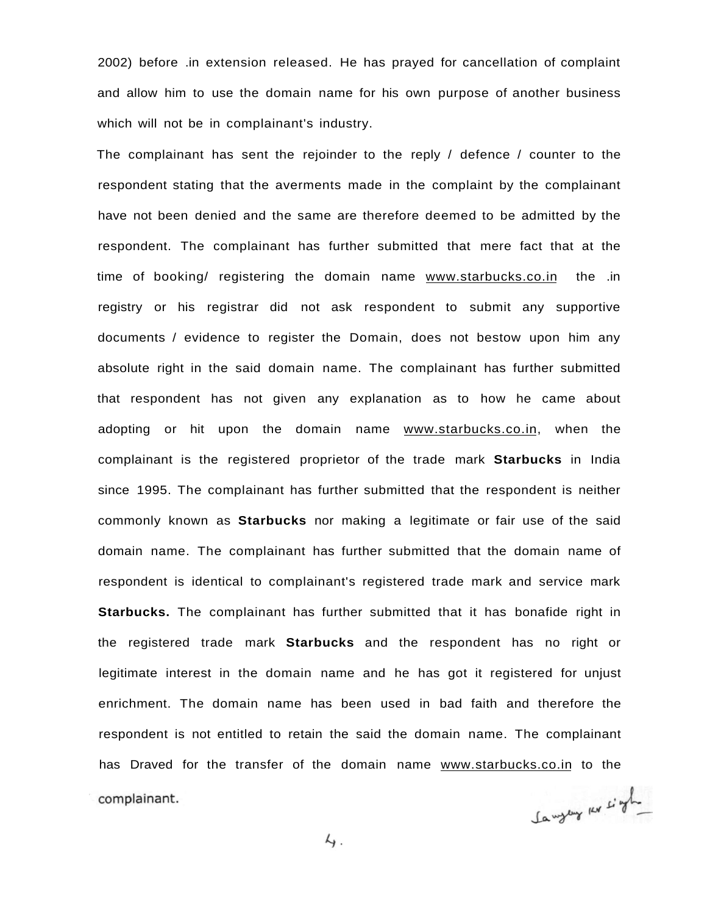2002) before .in extension released. He has prayed for cancellation of complaint and allow him to use the domain name for his own purpose of another business which will not be in complainant's industry.

The complainant has sent the rejoinder to the reply / defence / counter to the respondent stating that the averments made in the complaint by the complainant have not been denied and the same are therefore deemed to be admitted by the respondent. The complainant has further submitted that mere fact that at the time of booking/ registering the domain name www.starbucks.co.in the .in registry or his registrar did not ask respondent to submit any supportive documents / evidence to register the Domain, does not bestow upon him any absolute right in the said domain name. The complainant has further submitted that respondent has not given any explanation as to how he came about adopting or hit upon the domain name www.starbucks.co.in, when the complainant is the registered proprietor of the trade mark **Starbucks** in India since 1995. The complainant has further submitted that the respondent is neither commonly known as **Starbucks** nor making a legitimate or fair use of the said domain name. The complainant has further submitted that the domain name of respondent is identical to complainant's registered trade mark and service mark **Starbucks.** The complainant has further submitted that it has bonafide right in the registered trade mark **Starbucks** and the respondent has no right or legitimate interest in the domain name and he has got it registered for unjust enrichment. The domain name has been used in bad faith and therefore the respondent is not entitled to retain the said the domain name. The complainant has Draved for the transfer of the domain name www.starbucks.co.in to the complainant.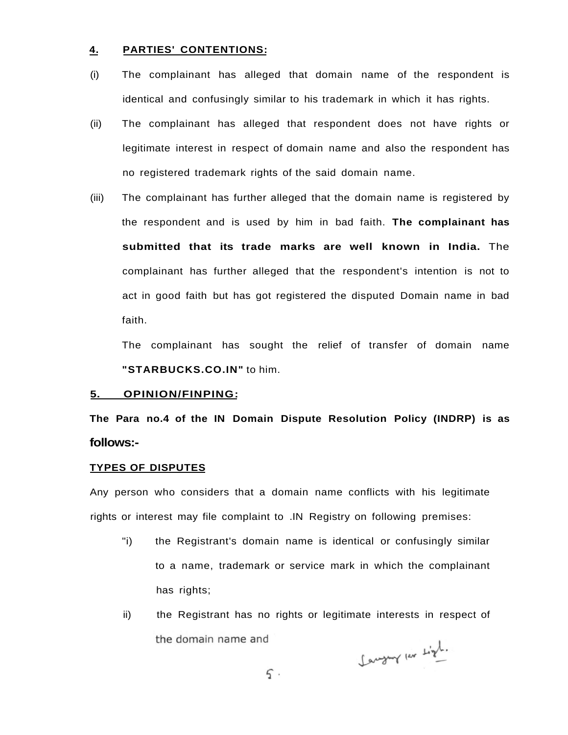**4. PARTIES' CONTENTIONS:**

(i) The complainant has alleged that domain name of the respondent is identical and confusingly similar to his trademark in which it has rights.

(ii) The complainant has alleged that respondent does not have rights or legitimate interest in respect of domain name and also the respondent has no registered trademark rights of the said domain name.

(iii) The complainant has further alleged that the domain name is registered by the respondent and is used by him in bad faith. **The complainant has submitted that its trade marks are well known in India.** The complainant has further alleged that the respondent's intention is not to act in good faith but has got registered the disputed Domain name in bad faith.

The complainant has sought the relief of transfer of domain name **"STARBUCKS.CO.IN"** to him.

**5. OPINION/FINPING:**

**The Para no.4 of the IN Domain Dispute Resolution Policy (INDRP) is as follows:-**

**TYPES OF DISPUTES**

Any person who considers that a domain name conflicts with his legitimate rights or interest may file complaint to .IN Registry on following premises:

"i) the Registrant's domain name is identical or confusingly similar to a name, trademark or service mark in which the complainant has rights;

ii) the Registrant has no rights or legitimate interests in respect of the domain name and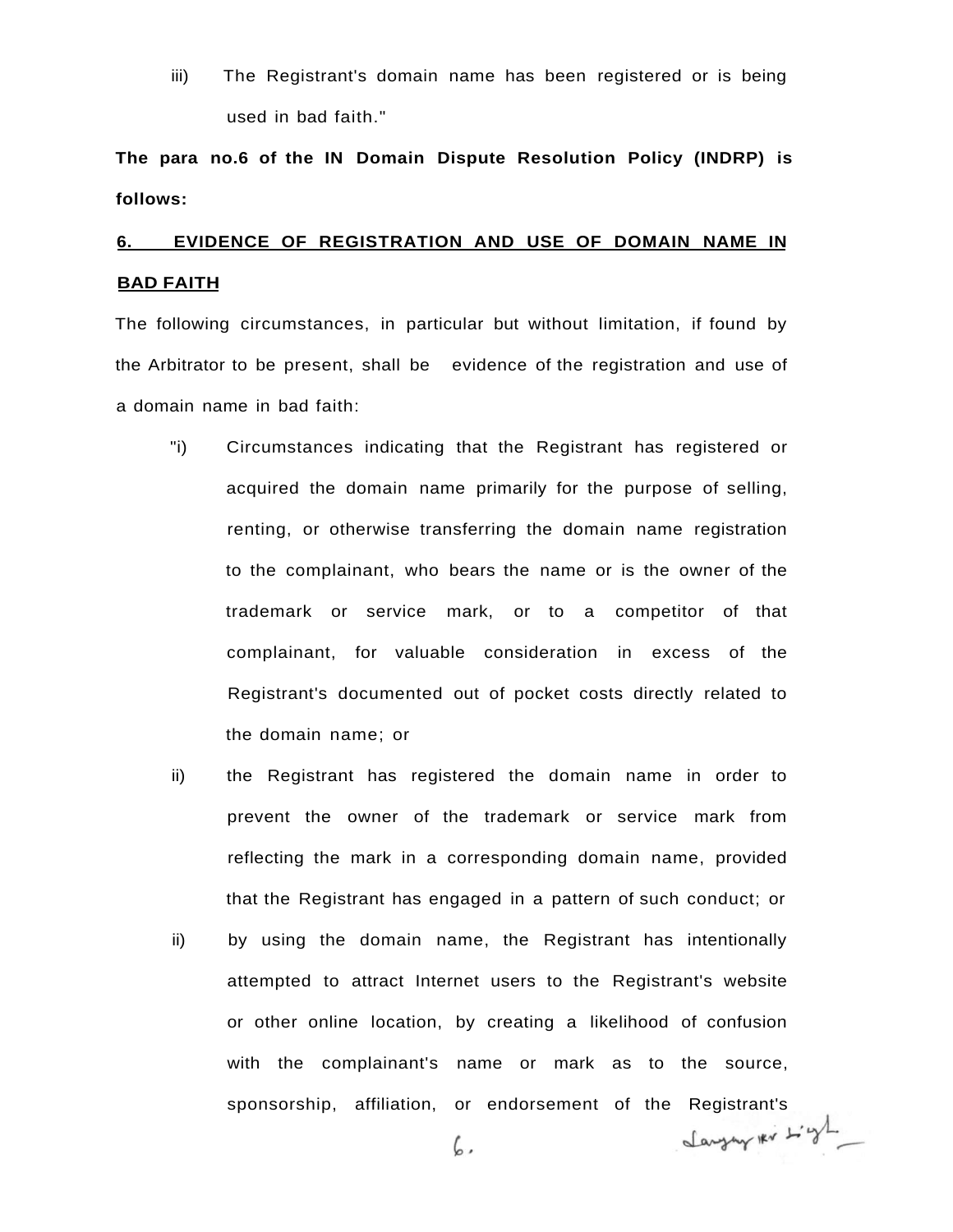iii) The Registrant's domain name has been registered or is being used in bad faith."

**The para no.6 of the IN Domain Dispute Resolution Policy (INDRP) is follows:**

**<u>6. EVIDENCE OF REGISTRATION AND USE OF DOMAIN NAME IN BAD FAITH</u>**

The following circumstances, in particular but without limitation, if found by the Arbitrator to be present, shall be evidence of the registration and use of a domain name in bad faith:

"i) Circumstances indicating that the Registrant has registered or acquired the domain name primarily for the purpose of selling, renting, or otherwise transferring the domain name registration to the complainant, who bears the name or is the owner of the trademark or service mark, or to a competitor of that complainant, for valuable consideration in excess of the Registrant's documented out of pocket costs directly related to the domain name; or

ii) the Registrant has registered the domain name in order to prevent the owner of the trademark or service mark from reflecting the mark in a corresponding domain name, provided that the Registrant has engaged in a pattern of such conduct; or

ii) by using the domain name, the Registrant has intentionally attempted to attract Internet users to the Registrant's website or other online location, by creating a likelihood of confusion with the complainant's name or mark as to the source, sponsorship, affiliation, or endorsement of the Registrant's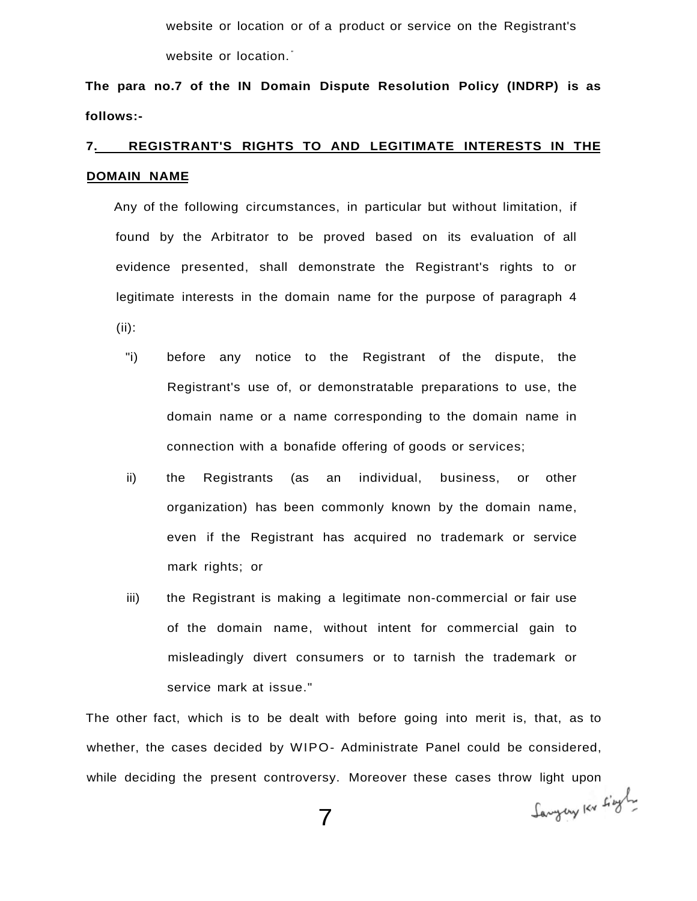website or location or of a product or service on the Registrant's website or location."

**The para no.7 of the IN Domain Dispute Resolution Policy (INDRP) is as follows:-**

**7. REGISTRANT'S RIGHTS TO AND LEGITIMATE INTERESTS IN THE DOMAIN NAME**

Any of the following circumstances, in particular but without limitation, if found by the Arbitrator to be proved based on its evaluation of all evidence presented, shall demonstrate the Registrant's rights to or legitimate interests in the domain name for the purpose of paragraph 4 (ii):

"i) before any notice to the Registrant of the dispute, the Registrant's use of, or demonstratable preparations to use, the domain name or a name corresponding to the domain name in connection with a bonafide offering of goods or services;

ii) the Registrants (as an individual, business, or other organization) has been commonly known by the domain name, even if the Registrant has acquired no trademark or service mark rights; or

iii) the Registrant is making a legitimate non-commercial or fair use of the domain name, without intent for commercial gain to misleadingly divert consumers or to tarnish the trademark or service mark at issue."

The other fact, which is to be dealt with before going into merit is, that, as to whether, the cases decided by WIPO- Administrate Panel could be considered, while deciding the present controversy. Moreover these cases throw light upon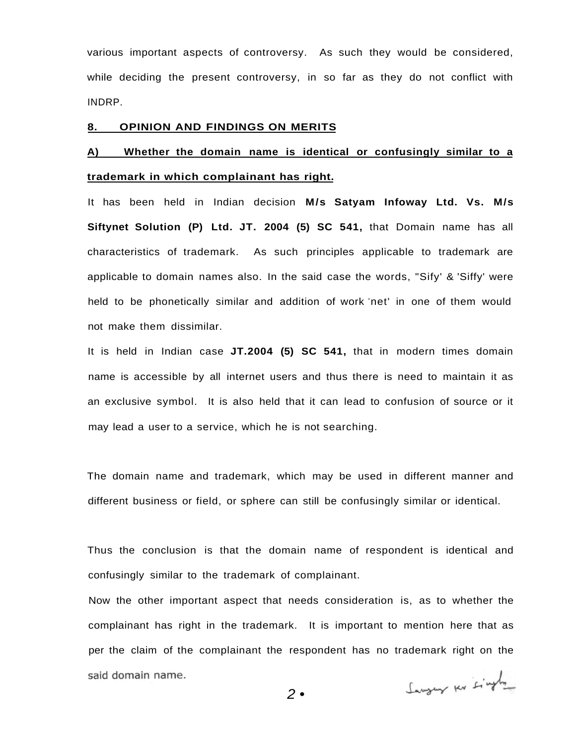various important aspects of controversy. As such they would be considered, while deciding the present controversy, in so far as they do not conflict with INDRP.

## 8. OPINION AND FINDINGS ON MERITS

### A) Whether the domain name is identical or confusingly similar to a trademark in which complainant has right.

It has been held in Indian decision **M/s Satyam Infoway Ltd. Vs. M/s Siftynet Solution (P) Ltd. JT. 2004 (5) SC 541,** that Domain name has all characteristics of trademark. As such principles applicable to trademark are applicable to domain names also. In the said case the words, "Sify' & 'Siffy' were held to be phonetically similar and addition of work 'net' in one of them would not make them dissimilar.

It is held in Indian case **JT.2004 (5) SC 541,** that in modern times domain name is accessible by all internet users and thus there is need to maintain it as an exclusive symbol. It is also held that it can lead to confusion of source or it may lead a user to a service, which he is not searching.

The domain name and trademark, which may be used in different manner and different business or field, or sphere can still be confusingly similar or identical.

Thus the conclusion is that the domain name of respondent is identical and confusingly similar to the trademark of complainant.

Now the other important aspect that needs consideration is, as to whether the complainant has right in the trademark. It is important to mention here that as per the claim of the complainant the respondent has no trademark right on the said domain name.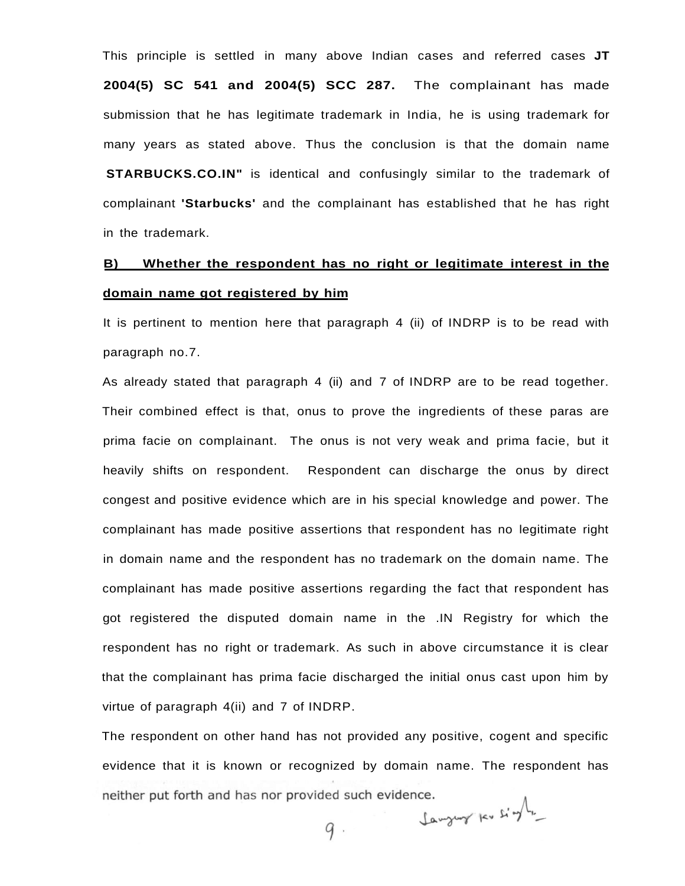This principle is settled in many above Indian cases and referred cases **JT 2004(5) SC 541 and 2004(5) SCC 287.** The complainant has made submission that he has legitimate trademark in India, he is using trademark for many years as stated above. Thus the conclusion is that the domain name **STARBUCKS.CO.IN"** is identical and confusingly similar to the trademark of complainant **'Starbucks'** and the complainant has established that he has right in the trademark.

**B) Whether the respondent has no right or legitimate interest in the domain name got registered by him**

It is pertinent to mention here that paragraph 4 (ii) of INDRP is to be read with paragraph no.7.

As already stated that paragraph 4 (ii) and 7 of INDRP are to be read together. Their combined effect is that, onus to prove the ingredients of these paras are prima facie on complainant. The onus is not very weak and prima facie, but it heavily shifts on respondent. Respondent can discharge the onus by direct congest and positive evidence which are in his special knowledge and power. The complainant has made positive assertions that respondent has no legitimate right in domain name and the respondent has no trademark on the domain name. The complainant has made positive assertions regarding the fact that respondent has got registered the disputed domain name in the .IN Registry for which the respondent has no right or trademark. As such in above circumstance it is clear that the complainant has prima facie discharged the initial onus cast upon him by virtue of paragraph 4(ii) and 7 of INDRP.

The respondent on other hand has not provided any positive, cogent and specific evidence that it is known or recognized by domain name. The respondent has neither put forth and has nor provided such evidence.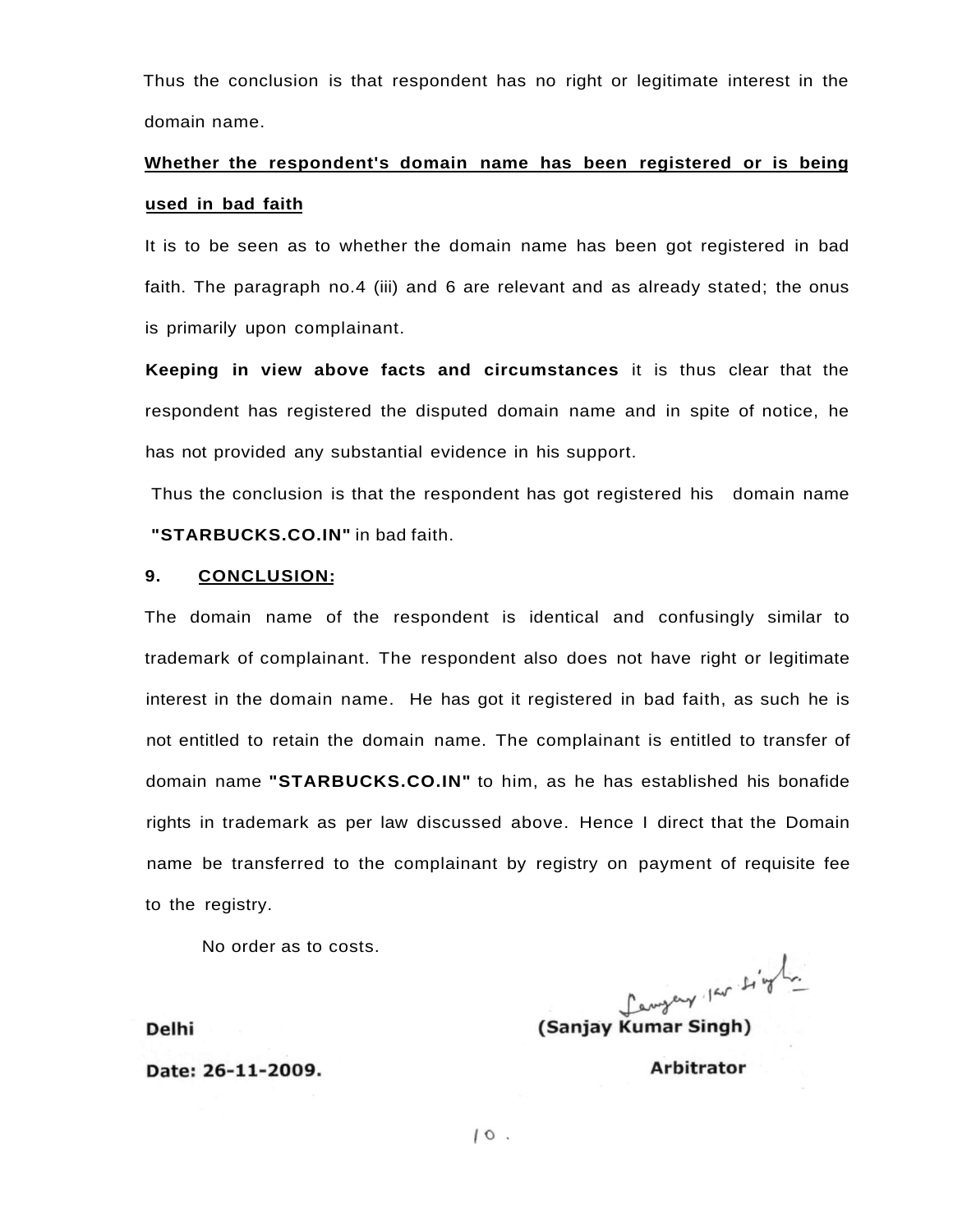Thus the conclusion is that respondent has no right or legitimate interest in the domain name.

**Whether the respondent's domain name has been registered or is being used in bad faith**

It is to be seen as to whether the domain name has been got registered in bad faith. The paragraph no.4 (iii) and 6 are relevant and as already stated; the onus is primarily upon complainant.

**Keeping in view above facts and circumstances** it is thus clear that the respondent has registered the disputed domain name and in spite of notice, he has not provided any substantial evidence in his support.

Thus the conclusion is that the respondent has got registered his domain name **"STARBUCKS.CO.IN"** in bad faith.

## 9. CONCLUSION:

The domain name of the respondent is identical and confusingly similar to trademark of complainant. The respondent also does not have right or legitimate interest in the domain name. He has got it registered in bad faith, as such he is not entitled to retain the domain name. The complainant is entitled to transfer of domain name **"STARBUCKS.CO.IN"** to him, as he has established his bonafide rights in trademark as per law discussed above. Hence I direct that the Domain name be transferred to the complainant by registry on payment of requisite fee to the registry.

No order as to costs.

**Delhi**

**Date: 26-11-2009.**

**(Sanjay Kumar Singh)**

**Arbitrator**